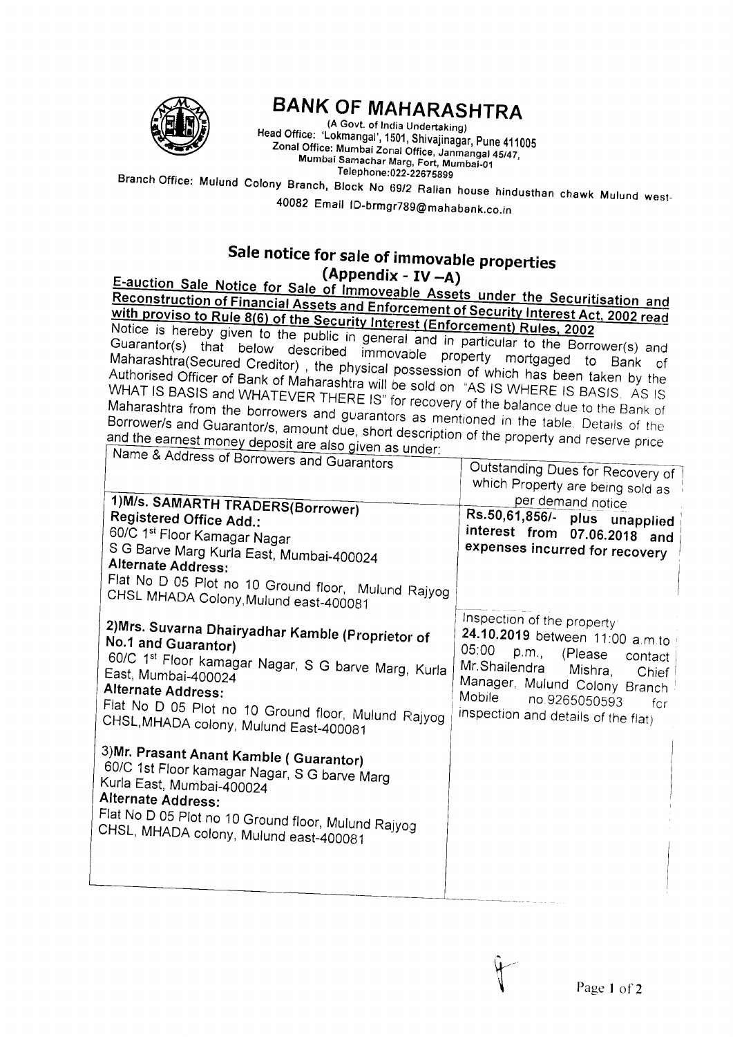# BANK OF MAHARASHTRA

(A Govt. of India Undertaking)
Head Office: 'Lokmangal', 1501, Shivajinagar, Pune 411005
Zonal Office: Mumbai Zonal Office, Janmangal 45/47, Mumbai Samachar Marg, Fort, Mumbai-01
Telephone:022-22675899

Branch Office: Mulund Colony Branch, Block No 69/2 Ralian house hindusthan chawk Mulund west-40082 Email ID-brmgr789@mahabank.co.in

## Sale notice for sale of immovable properties
## (Appendix - IV –A)

**E-auction Sale Notice for Sale of Immoveable Assets under the Securitisation and Reconstruction of Financial Assets and Enforcement of Security Interest Act, 2002 read with proviso to Rule 8(6) of the Security Interest (Enforcement) Rules, 2002**

Notice is hereby given to the public in general and in particular to the Borrower(s) and Guarantor(s) that below described immovable property mortgaged to Bank of Maharashtra(Secured Creditor) , the physical possession of which has been taken by the Authorised Officer of Bank of Maharashtra will be sold on "AS IS WHERE IS BASIS, AS IS WHAT IS BASIS and WHATEVER THERE IS" for recovery of the balance due to the Bank of Maharashtra from the borrowers and guarantors as mentioned in the table. Details of the Borrower/s and Guarantor/s, amount due, short description of the property and reserve price and the earnest money deposit are also given as under:

| Name & Address of Borrowers and Guarantors | Outstanding Dues for Recovery of which Property are being sold as per demand notice |
|---|---|
| **1)M/s. SAMARTH TRADERS(Borrower)**<br>**Registered Office Add.:**<br>60/C 1st Floor Kamagar Nagar<br>S G Barve Marg Kurla East, Mumbai-400024<br>**Alternate Address:**<br>Flat No D 05 Plot no 10 Ground floor, Mulund Rajyog CHSL MHADA Colony,Mulund east-400081 | **Rs.50,61,856/- plus unapplied interest from 07.06.2018 and expenses incurred for recovery** |
| **2)Mrs. Suvarna Dhairyadhar Kamble (Proprietor of No.1 and Guarantor)**<br>60/C 1st Floor kamagar Nagar, S G barve Marg, Kurla East, Mumbai-400024<br>**Alternate Address:**<br>Flat No D 05 Plot no 10 Ground floor, Mulund Rajyog CHSL,MHADA colony, Mulund East-400081 | Inspection of the property **24.10.2019** between 11:00 a.m.to 05:00 p.m., (Please contact Mr.Shailendra Mishra, Chief Manager, Mulund Colony Branch Mobile no.9265050593 for inspection and details of the flat) |
| **3)Mr. Prasant Anant Kamble ( Guarantor)**<br>60/C 1st Floor kamagar Nagar, S G barve Marg Kurla East, Mumbai-400024<br>**Alternate Address:**<br>Flat No D 05 Plot no 10 Ground floor, Mulund Rajyog CHSL, MHADA colony, Mulund east-400081 | |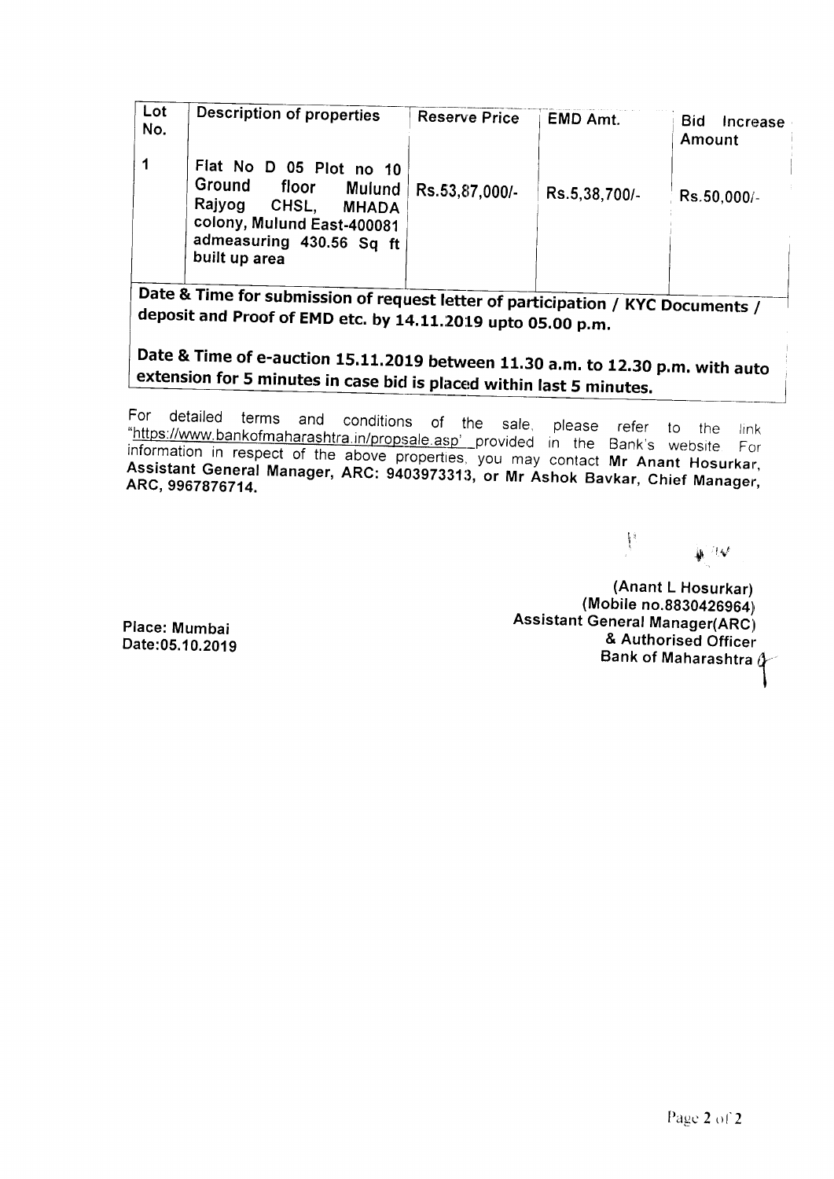| Lot No. | Description of properties | Reserve Price | EMD Amt. | Bid Increase Amount |
|---|---|---|---|---|
| 1 | Flat No D 05 Plot no 10 Ground floor Mulund Rajyog CHSL, MHADA colony, Mulund East-400081 admeasuring 430.56 Sq ft built up area | Rs.53,87,000/- | Rs.5,38,700/- | Rs.50,000/- |

**Date & Time for submission of request letter of participation / KYC Documents / deposit and Proof of EMD etc. by 14.11.2019 upto 05.00 p.m.**

**Date & Time of e-auction 15.11.2019 between 11.30 a.m. to 12.30 p.m. with auto extension for 5 minutes in case bid is placed within last 5 minutes.**

For detailed terms and conditions of the sale, please refer to the link "https://www.bankofmaharashtra.in/propsale.asp" provided in the Bank's website For information in respect of the above properties, you may contact **Mr Anant Hosurkar, Assistant General Manager, ARC: 9403973313, or Mr Ashok Bavkar, Chief Manager, ARC, 9967876714.**

**(Anant L Hosurkar)**
**(Mobile no.8830426964)**
**Assistant General Manager(ARC)**
**& Authorised Officer**
**Bank of Maharashtra**

**Place: Mumbai**
**Date:05.10.2019**